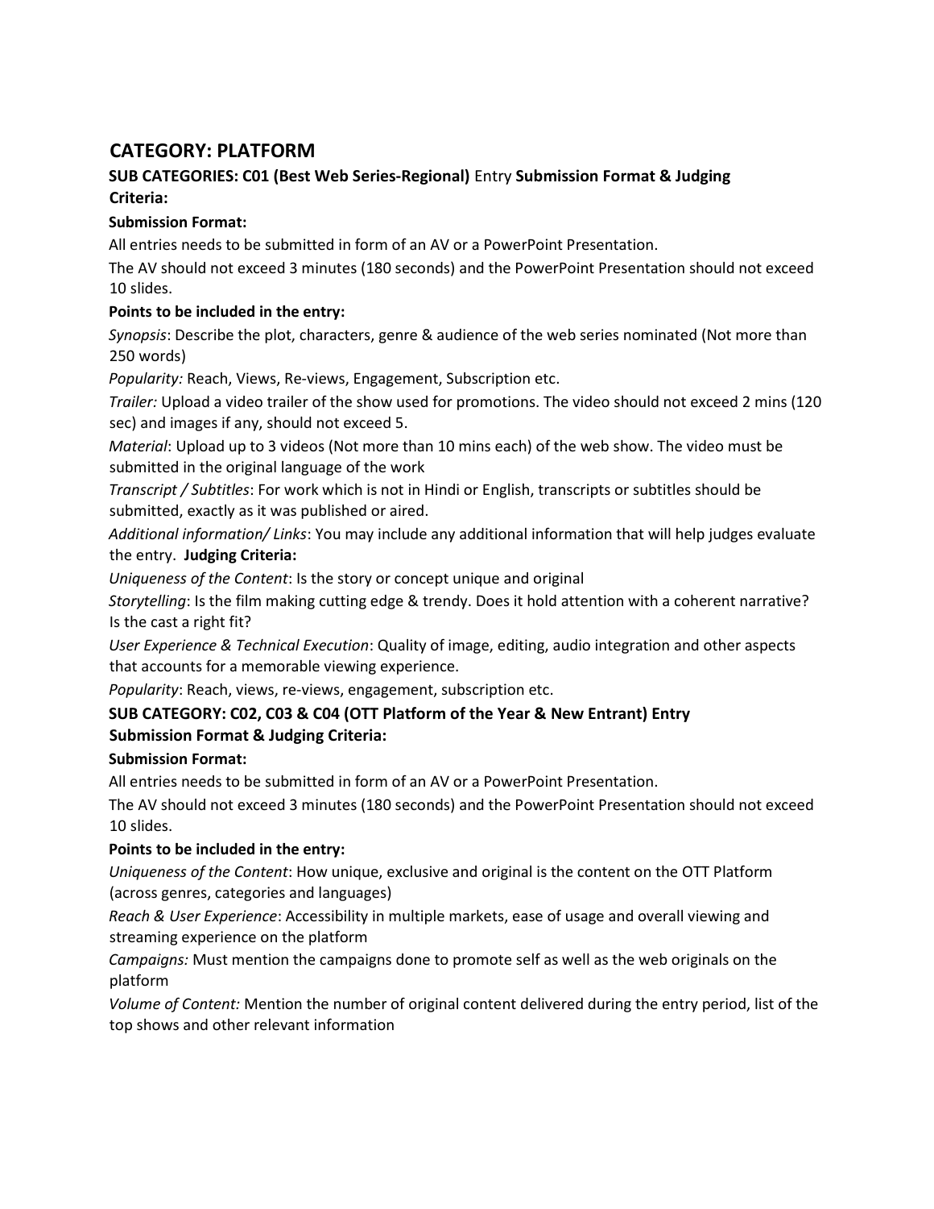# CATEGORY: PLATFORM

**SUB CATEGORIES: C01 (Best Web Series-Regional)** Entry **Submission Format & Judging Criteria:**

**Submission Format:**

All entries needs to be submitted in form of an AV or a PowerPoint Presentation.

The AV should not exceed 3 minutes (180 seconds) and the PowerPoint Presentation should not exceed 10 slides.

**Points to be included in the entry:**

*Synopsis*: Describe the plot, characters, genre & audience of the web series nominated (Not more than 250 words)

*Popularity:* Reach, Views, Re-views, Engagement, Subscription etc.

*Trailer:* Upload a video trailer of the show used for promotions. The video should not exceed 2 mins (120 sec) and images if any, should not exceed 5.

*Material*: Upload up to 3 videos (Not more than 10 mins each) of the web show. The video must be submitted in the original language of the work

*Transcript / Subtitles*: For work which is not in Hindi or English, transcripts or subtitles should be submitted, exactly as it was published or aired.

*Additional information/ Links*: You may include any additional information that will help judges evaluate the entry. **Judging Criteria:**

*Uniqueness of the Content*: Is the story or concept unique and original

*Storytelling*: Is the film making cutting edge & trendy. Does it hold attention with a coherent narrative? Is the cast a right fit?

*User Experience & Technical Execution*: Quality of image, editing, audio integration and other aspects that accounts for a memorable viewing experience.

*Popularity*: Reach, views, re-views, engagement, subscription etc.

**SUB CATEGORY: C02, C03 & C04 (OTT Platform of the Year & New Entrant) Entry Submission Format & Judging Criteria:**

**Submission Format:**

All entries needs to be submitted in form of an AV or a PowerPoint Presentation.

The AV should not exceed 3 minutes (180 seconds) and the PowerPoint Presentation should not exceed 10 slides.

**Points to be included in the entry:**

*Uniqueness of the Content*: How unique, exclusive and original is the content on the OTT Platform (across genres, categories and languages)

*Reach & User Experience*: Accessibility in multiple markets, ease of usage and overall viewing and streaming experience on the platform

*Campaigns:* Must mention the campaigns done to promote self as well as the web originals on the platform

*Volume of Content:* Mention the number of original content delivered during the entry period, list of the top shows and other relevant information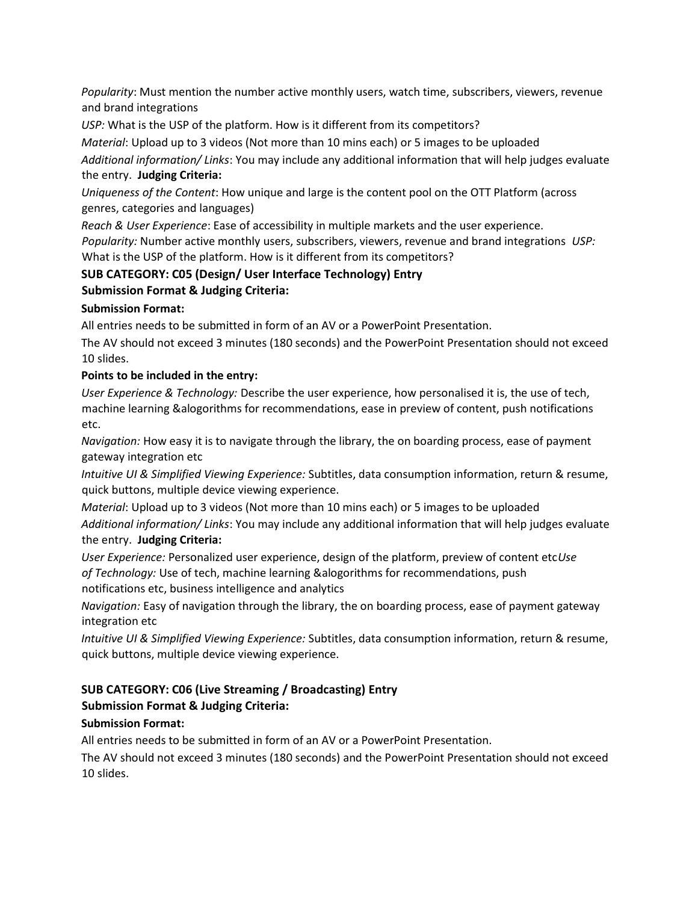*Popularity*: Must mention the number active monthly users, watch time, subscribers, viewers, revenue and brand integrations

*USP:* What is the USP of the platform. How is it different from its competitors?

*Material*: Upload up to 3 videos (Not more than 10 mins each) or 5 images to be uploaded

*Additional information/ Links*: You may include any additional information that will help judges evaluate the entry. **Judging Criteria:**

*Uniqueness of the Content*: How unique and large is the content pool on the OTT Platform (across genres, categories and languages)

*Reach & User Experience*: Ease of accessibility in multiple markets and the user experience.

*Popularity:* Number active monthly users, subscribers, viewers, revenue and brand integrations *USP:* What is the USP of the platform. How is it different from its competitors?

**SUB CATEGORY: C05 (Design/ User Interface Technology) Entry**

**Submission Format & Judging Criteria:**

**Submission Format:**

All entries needs to be submitted in form of an AV or a PowerPoint Presentation.

The AV should not exceed 3 minutes (180 seconds) and the PowerPoint Presentation should not exceed 10 slides.

**Points to be included in the entry:**

*User Experience & Technology:* Describe the user experience, how personalised it is, the use of tech, machine learning &alogorithms for recommendations, ease in preview of content, push notifications etc.

*Navigation:* How easy it is to navigate through the library, the on boarding process, ease of payment gateway integration etc

*Intuitive UI & Simplified Viewing Experience:* Subtitles, data consumption information, return & resume, quick buttons, multiple device viewing experience.

*Material*: Upload up to 3 videos (Not more than 10 mins each) or 5 images to be uploaded

*Additional information/ Links*: You may include any additional information that will help judges evaluate the entry. **Judging Criteria:**

*User Experience:* Personalized user experience, design of the platform, preview of content etc*Use of Technology:* Use of tech, machine learning &alogorithms for recommendations, push notifications etc, business intelligence and analytics

*Navigation:* Easy of navigation through the library, the on boarding process, ease of payment gateway integration etc

*Intuitive UI & Simplified Viewing Experience:* Subtitles, data consumption information, return & resume, quick buttons, multiple device viewing experience.

**SUB CATEGORY: C06 (Live Streaming / Broadcasting) Entry**

**Submission Format & Judging Criteria:**

**Submission Format:**

All entries needs to be submitted in form of an AV or a PowerPoint Presentation.

The AV should not exceed 3 minutes (180 seconds) and the PowerPoint Presentation should not exceed 10 slides.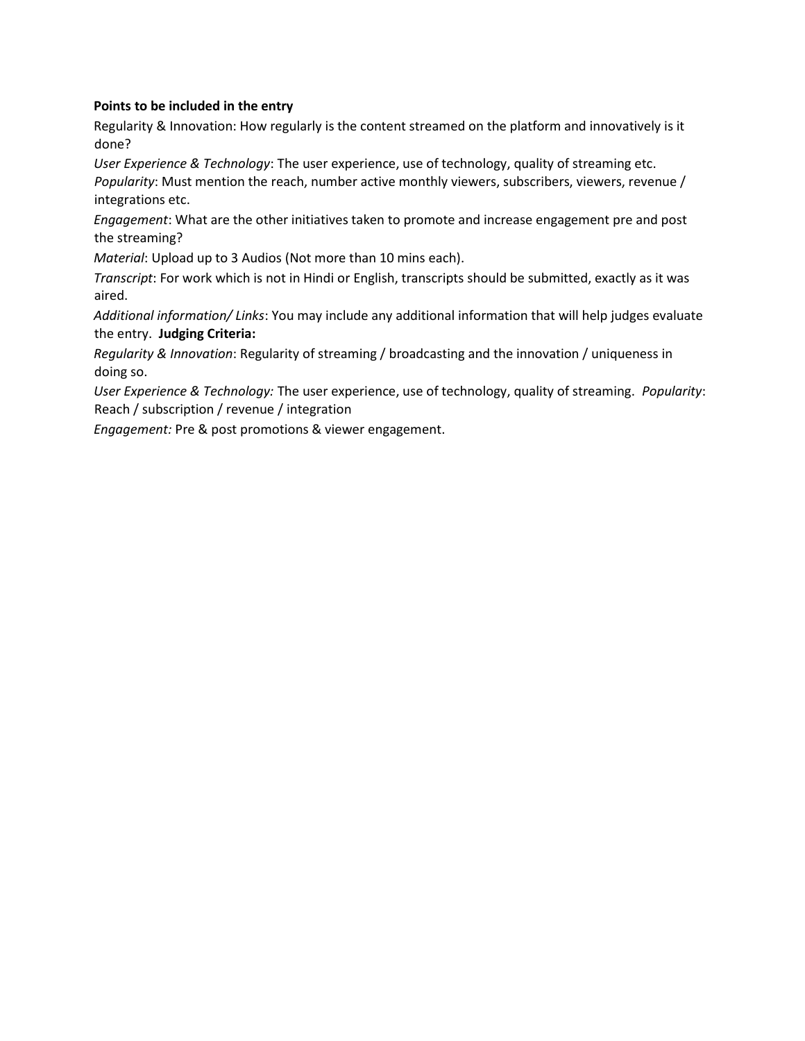**Points to be included in the entry**

Regularity & Innovation: How regularly is the content streamed on the platform and innovatively is it done?

*User Experience & Technology*: The user experience, use of technology, quality of streaming etc.

*Popularity*: Must mention the reach, number active monthly viewers, subscribers, viewers, revenue / integrations etc.

*Engagement*: What are the other initiatives taken to promote and increase engagement pre and post the streaming?

*Material*: Upload up to 3 Audios (Not more than 10 mins each).

*Transcript*: For work which is not in Hindi or English, transcripts should be submitted, exactly as it was aired.

*Additional information/ Links*: You may include any additional information that will help judges evaluate the entry.

**Judging Criteria:**

*Regularity & Innovation*: Regularity of streaming / broadcasting and the innovation / uniqueness in doing so.

*User Experience & Technology:* The user experience, use of technology, quality of streaming.

*Popularity*: Reach / subscription / revenue / integration

*Engagement:* Pre & post promotions & viewer engagement.